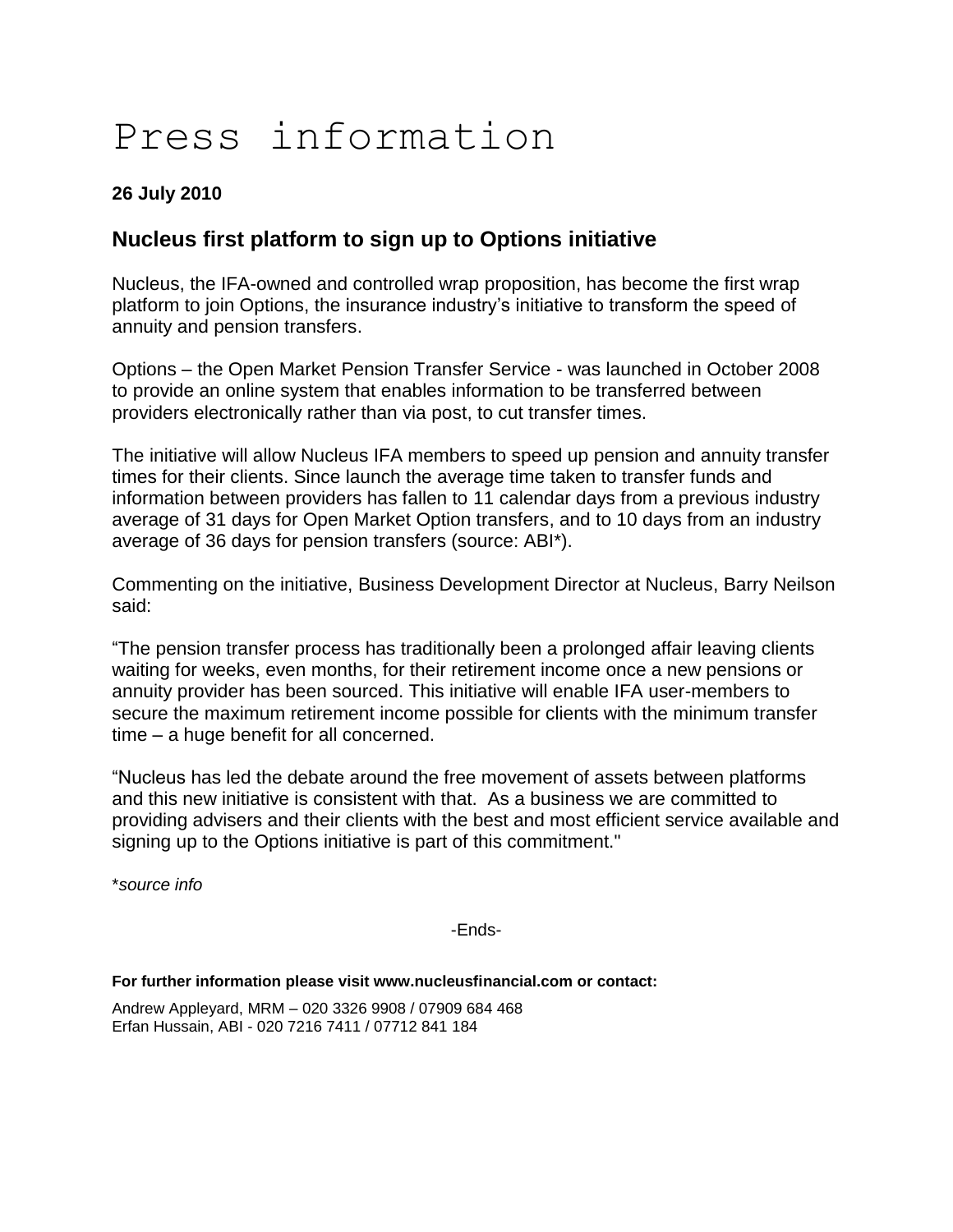# Press information

**26 July 2010**

## Nucleus first platform to sign up to Options initiative

Nucleus, the IFA-owned and controlled wrap proposition, has become the first wrap platform to join Options, the insurance industry's initiative to transform the speed of annuity and pension transfers.

Options – the Open Market Pension Transfer Service - was launched in October 2008 to provide an online system that enables information to be transferred between providers electronically rather than via post, to cut transfer times.

The initiative will allow Nucleus IFA members to speed up pension and annuity transfer times for their clients. Since launch the average time taken to transfer funds and information between providers has fallen to 11 calendar days from a previous industry average of 31 days for Open Market Option transfers, and to 10 days from an industry average of 36 days for pension transfers (source: ABI*).

Commenting on the initiative, Business Development Director at Nucleus, Barry Neilson said:

"The pension transfer process has traditionally been a prolonged affair leaving clients waiting for weeks, even months, for their retirement income once a new pensions or annuity provider has been sourced. This initiative will enable IFA user-members to secure the maximum retirement income possible for clients with the minimum transfer time – a huge benefit for all concerned.

"Nucleus has led the debate around the free movement of assets between platforms and this new initiative is consistent with that. As a business we are committed to providing advisers and their clients with the best and most efficient service available and signing up to the Options initiative is part of this commitment."

\**source info*

-Ends-

**For further information please visit www.nucleusfinancial.com or contact:**

Andrew Appleyard, MRM – 020 3326 9908 / 07909 684 468
Erfan Hussain, ABI - 020 7216 7411 / 07712 841 184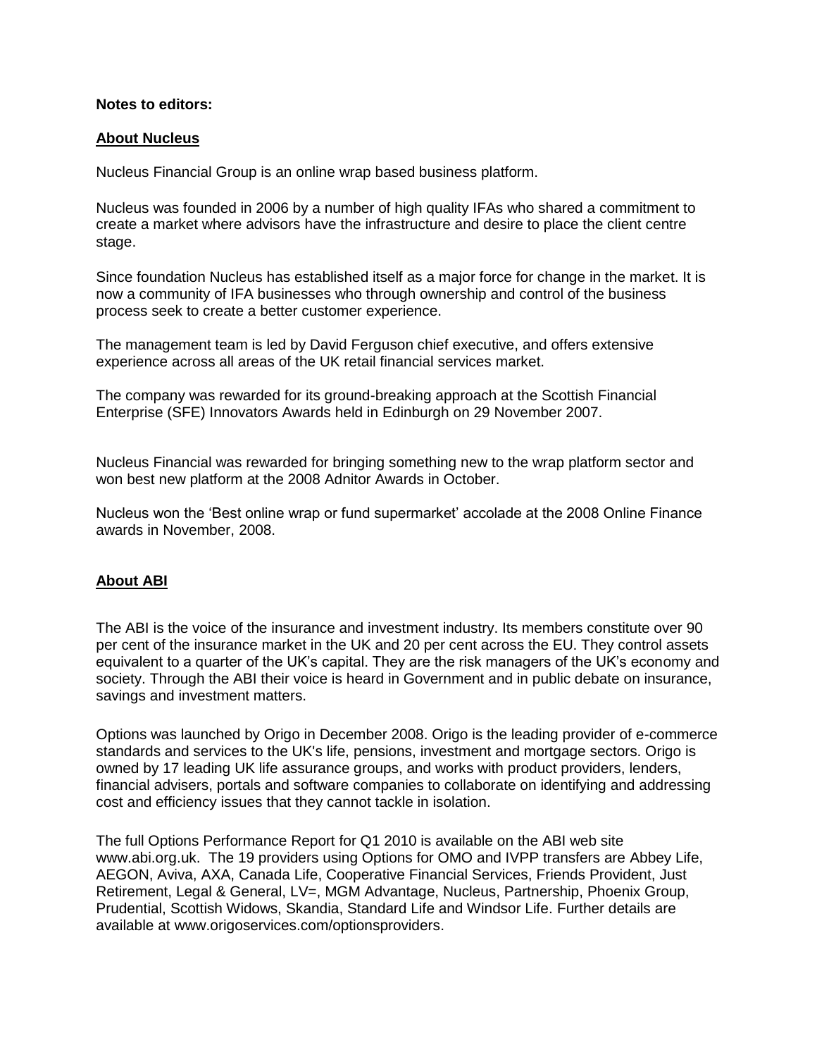**Notes to editors:**

**About Nucleus**

Nucleus Financial Group is an online wrap based business platform.

Nucleus was founded in 2006 by a number of high quality IFAs who shared a commitment to create a market where advisors have the infrastructure and desire to place the client centre stage.

Since foundation Nucleus has established itself as a major force for change in the market. It is now a community of IFA businesses who through ownership and control of the business process seek to create a better customer experience.

The management team is led by David Ferguson chief executive, and offers extensive experience across all areas of the UK retail financial services market.

The company was rewarded for its ground-breaking approach at the Scottish Financial Enterprise (SFE) Innovators Awards held in Edinburgh on 29 November 2007.

Nucleus Financial was rewarded for bringing something new to the wrap platform sector and won best new platform at the 2008 Adnitor Awards in October.

Nucleus won the 'Best online wrap or fund supermarket' accolade at the 2008 Online Finance awards in November, 2008.

**About ABI**

The ABI is the voice of the insurance and investment industry. Its members constitute over 90 per cent of the insurance market in the UK and 20 per cent across the EU. They control assets equivalent to a quarter of the UK's capital. They are the risk managers of the UK's economy and society. Through the ABI their voice is heard in Government and in public debate on insurance, savings and investment matters.

Options was launched by Origo in December 2008. Origo is the leading provider of e-commerce standards and services to the UK's life, pensions, investment and mortgage sectors. Origo is owned by 17 leading UK life assurance groups, and works with product providers, lenders, financial advisers, portals and software companies to collaborate on identifying and addressing cost and efficiency issues that they cannot tackle in isolation.

The full Options Performance Report for Q1 2010 is available on the ABI web site www.abi.org.uk. The 19 providers using Options for OMO and IVPP transfers are Abbey Life, AEGON, Aviva, AXA, Canada Life, Cooperative Financial Services, Friends Provident, Just Retirement, Legal & General, LV=, MGM Advantage, Nucleus, Partnership, Phoenix Group, Prudential, Scottish Widows, Skandia, Standard Life and Windsor Life. Further details are available at www.origoservices.com/optionsproviders.